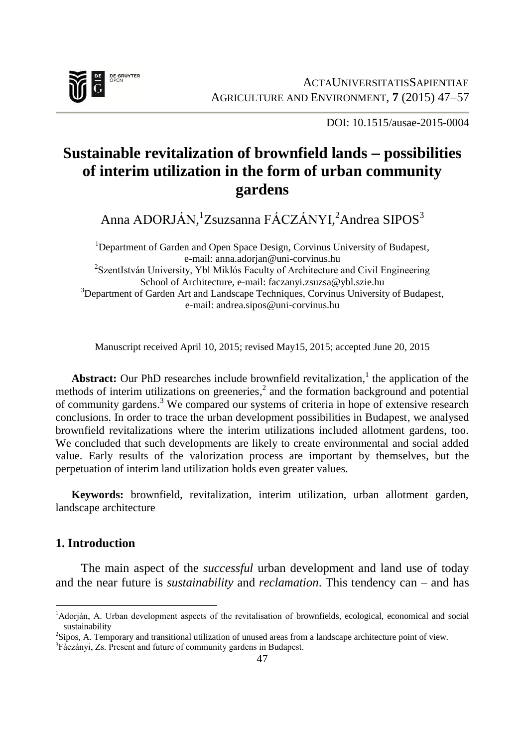DOI: 10.1515/ausae-2015-0004

# Sustainable revitalization of brownfield lands – possibilities of interim utilization in the form of urban community gardens

Anna ADORJÁN,[1] Zsuzsanna FÁCZÁNYI,[2] Andrea SIPOS[3]

[1]Department of Garden and Open Space Design, Corvinus University of Budapest, e-mail: anna.adorjan@uni-corvinus.hu
[2]SzentIstván University, Ybl Miklós Faculty of Architecture and Civil Engineering School of Architecture, e-mail: faczanyi.zsuzsa@ybl.szie.hu
[3]Department of Garden Art and Landscape Techniques, Corvinus University of Budapest, e-mail: andrea.sipos@uni-corvinus.hu

Manuscript received April 10, 2015; revised May15, 2015; accepted June 20, 2015

**Abstract:** Our PhD researches include brownfield revitalization,[1] the application of the methods of interim utilizations on greeneries,[2] and the formation background and potential of community gardens.[3] We compared our systems of criteria in hope of extensive research conclusions. In order to trace the urban development possibilities in Budapest, we analysed brownfield revitalizations where the interim utilizations included allotment gardens, too. We concluded that such developments are likely to create environmental and social added value. Early results of the valorization process are important by themselves, but the perpetuation of interim land utilization holds even greater values.

**Keywords:** brownfield, revitalization, interim utilization, urban allotment garden, landscape architecture

## 1. Introduction

The main aspect of the *successful* urban development and land use of today and the near future is *sustainability* and *reclamation*. This tendency can – and has

---

[1]Adorján, A. Urban development aspects of the revitalisation of brownfields, ecological, economical and social sustainability

[2]Sipos, A. Temporary and transitional utilization of unused areas from a landscape architecture point of view.

[3]Fáczányi, Zs. Present and future of community gardens in Budapest.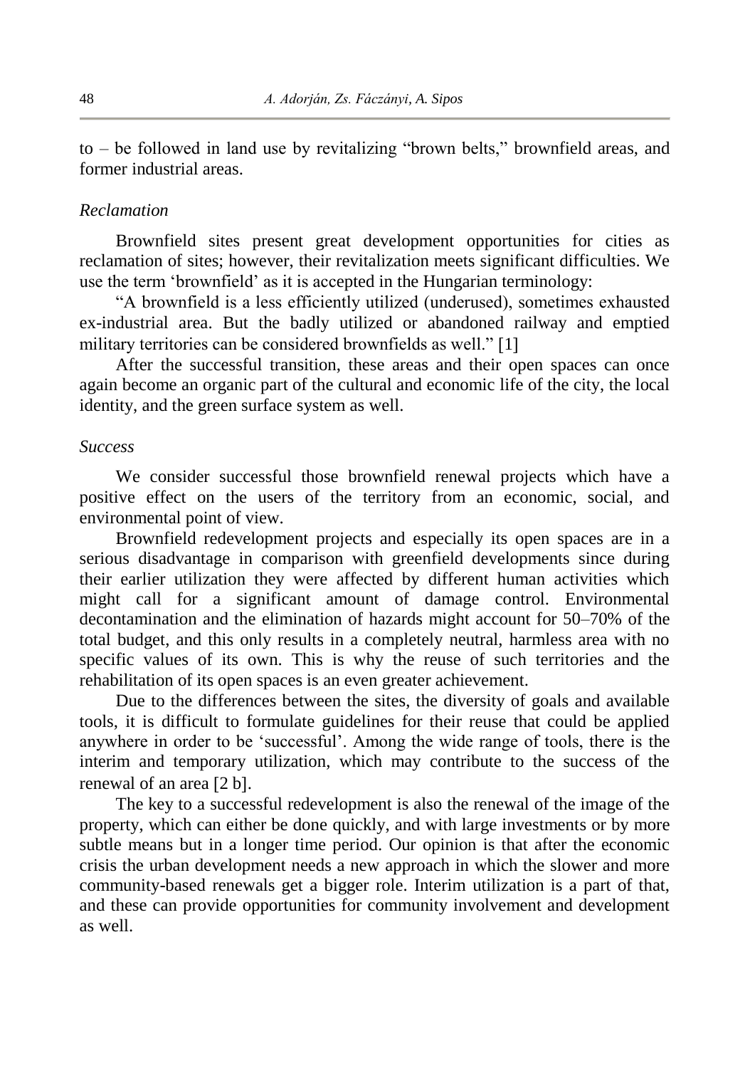to – be followed in land use by revitalizing "brown belts," brownfield areas, and former industrial areas.

### *Reclamation*

Brownfield sites present great development opportunities for cities as reclamation of sites; however, their revitalization meets significant difficulties. We use the term 'brownfield' as it is accepted in the Hungarian terminology:

"A brownfield is a less efficiently utilized (underused), sometimes exhausted ex-industrial area. But the badly utilized or abandoned railway and emptied military territories can be considered brownfields as well." [1]

After the successful transition, these areas and their open spaces can once again become an organic part of the cultural and economic life of the city, the local identity, and the green surface system as well.

### *Success*

We consider successful those brownfield renewal projects which have a positive effect on the users of the territory from an economic, social, and environmental point of view.

Brownfield redevelopment projects and especially its open spaces are in a serious disadvantage in comparison with greenfield developments since during their earlier utilization they were affected by different human activities which might call for a significant amount of damage control. Environmental decontamination and the elimination of hazards might account for 50–70% of the total budget, and this only results in a completely neutral, harmless area with no specific values of its own. This is why the reuse of such territories and the rehabilitation of its open spaces is an even greater achievement.

Due to the differences between the sites, the diversity of goals and available tools, it is difficult to formulate guidelines for their reuse that could be applied anywhere in order to be 'successful'. Among the wide range of tools, there is the interim and temporary utilization, which may contribute to the success of the renewal of an area [2 b].

The key to a successful redevelopment is also the renewal of the image of the property, which can either be done quickly, and with large investments or by more subtle means but in a longer time period. Our opinion is that after the economic crisis the urban development needs a new approach in which the slower and more community-based renewals get a bigger role. Interim utilization is a part of that, and these can provide opportunities for community involvement and development as well.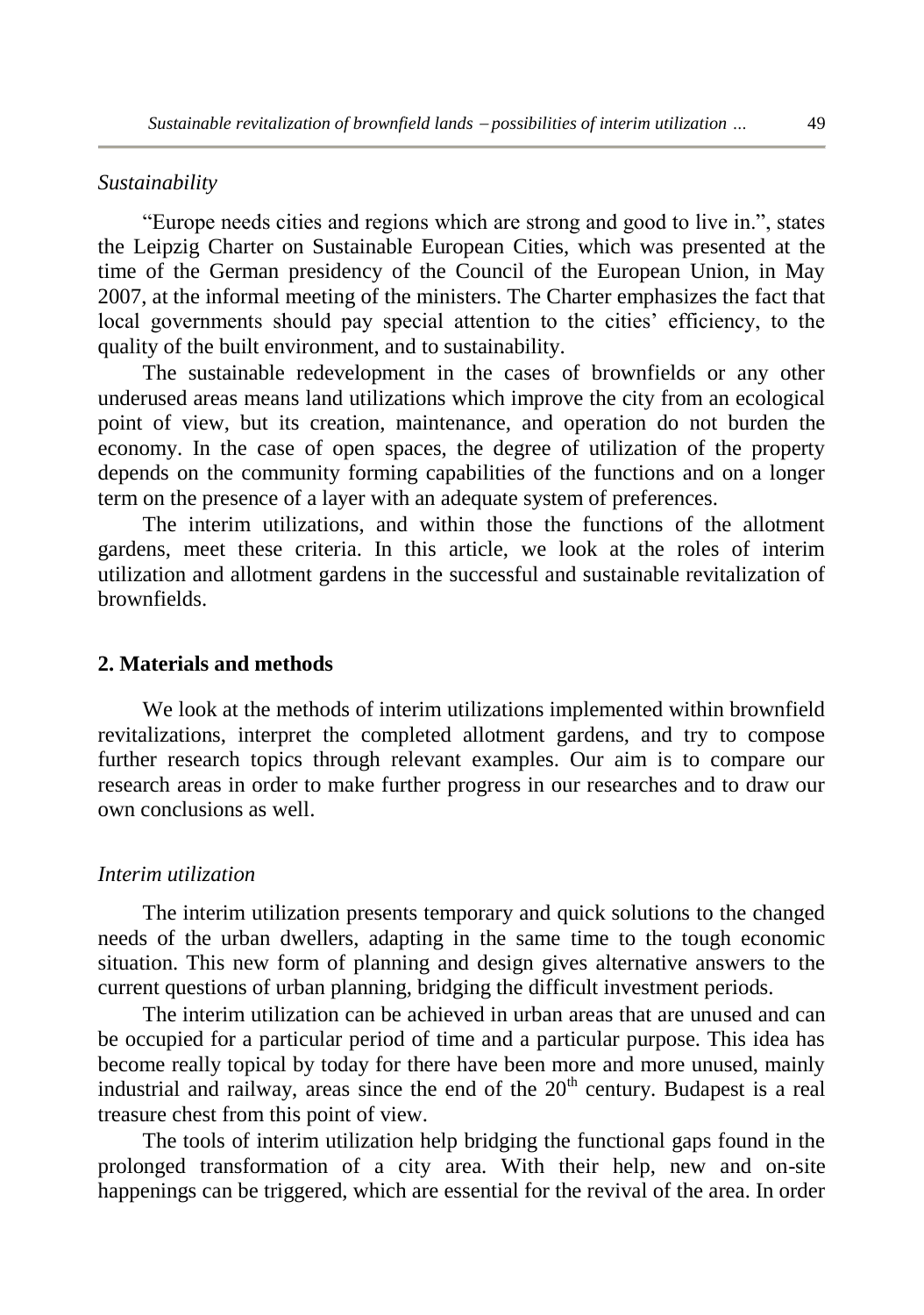*Sustainability*

"Europe needs cities and regions which are strong and good to live in.", states the Leipzig Charter on Sustainable European Cities, which was presented at the time of the German presidency of the Council of the European Union, in May 2007, at the informal meeting of the ministers. The Charter emphasizes the fact that local governments should pay special attention to the cities' efficiency, to the quality of the built environment, and to sustainability.

The sustainable redevelopment in the cases of brownfields or any other underused areas means land utilizations which improve the city from an ecological point of view, but its creation, maintenance, and operation do not burden the economy. In the case of open spaces, the degree of utilization of the property depends on the community forming capabilities of the functions and on a longer term on the presence of a layer with an adequate system of preferences.

The interim utilizations, and within those the functions of the allotment gardens, meet these criteria. In this article, we look at the roles of interim utilization and allotment gardens in the successful and sustainable revitalization of brownfields.

## 2. Materials and methods

We look at the methods of interim utilizations implemented within brownfield revitalizations, interpret the completed allotment gardens, and try to compose further research topics through relevant examples. Our aim is to compare our research areas in order to make further progress in our researches and to draw our own conclusions as well.

*Interim utilization*

The interim utilization presents temporary and quick solutions to the changed needs of the urban dwellers, adapting in the same time to the tough economic situation. This new form of planning and design gives alternative answers to the current questions of urban planning, bridging the difficult investment periods.

The interim utilization can be achieved in urban areas that are unused and can be occupied for a particular period of time and a particular purpose. This idea has become really topical by today for there have been more and more unused, mainly industrial and railway, areas since the end of the 20th century. Budapest is a real treasure chest from this point of view.

The tools of interim utilization help bridging the functional gaps found in the prolonged transformation of a city area. With their help, new and on-site happenings can be triggered, which are essential for the revival of the area. In order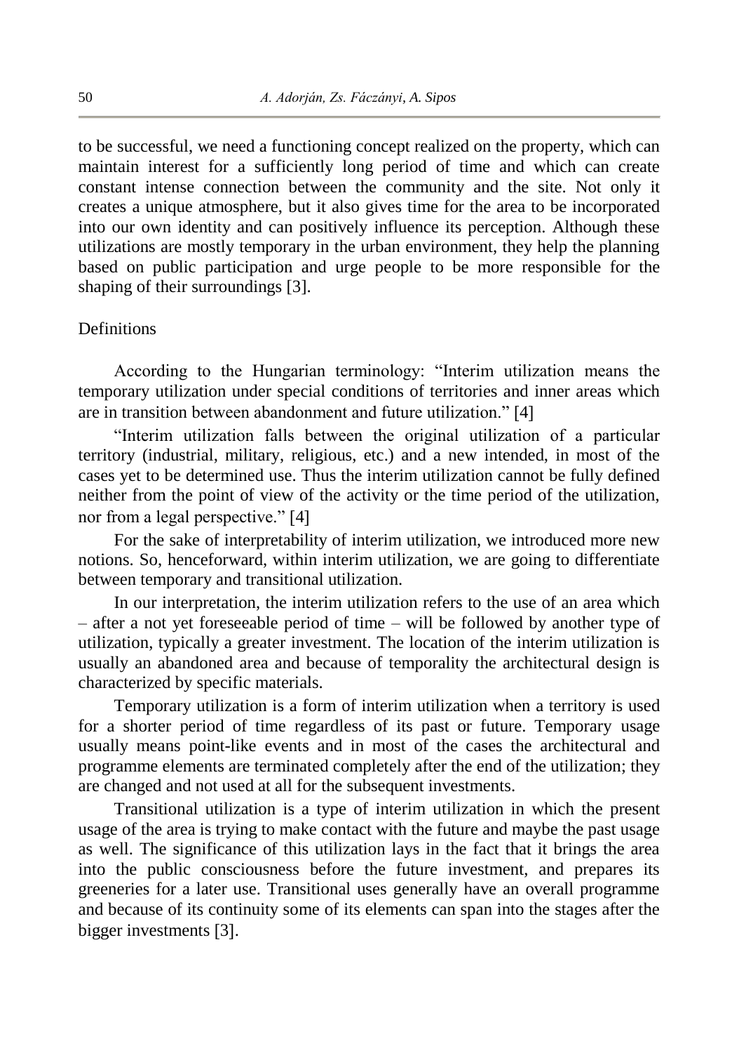to be successful, we need a functioning concept realized on the property, which can maintain interest for a sufficiently long period of time and which can create constant intense connection between the community and the site. Not only it creates a unique atmosphere, but it also gives time for the area to be incorporated into our own identity and can positively influence its perception. Although these utilizations are mostly temporary in the urban environment, they help the planning based on public participation and urge people to be more responsible for the shaping of their surroundings [3].

## Definitions

According to the Hungarian terminology: "Interim utilization means the temporary utilization under special conditions of territories and inner areas which are in transition between abandonment and future utilization." [4]

"Interim utilization falls between the original utilization of a particular territory (industrial, military, religious, etc.) and a new intended, in most of the cases yet to be determined use. Thus the interim utilization cannot be fully defined neither from the point of view of the activity or the time period of the utilization, nor from a legal perspective." [4]

For the sake of interpretability of interim utilization, we introduced more new notions. So, henceforward, within interim utilization, we are going to differentiate between temporary and transitional utilization.

In our interpretation, the interim utilization refers to the use of an area which – after a not yet foreseeable period of time – will be followed by another type of utilization, typically a greater investment. The location of the interim utilization is usually an abandoned area and because of temporality the architectural design is characterized by specific materials.

Temporary utilization is a form of interim utilization when a territory is used for a shorter period of time regardless of its past or future. Temporary usage usually means point-like events and in most of the cases the architectural and programme elements are terminated completely after the end of the utilization; they are changed and not used at all for the subsequent investments.

Transitional utilization is a type of interim utilization in which the present usage of the area is trying to make contact with the future and maybe the past usage as well. The significance of this utilization lays in the fact that it brings the area into the public consciousness before the future investment, and prepares its greeneries for a later use. Transitional uses generally have an overall programme and because of its continuity some of its elements can span into the stages after the bigger investments [3].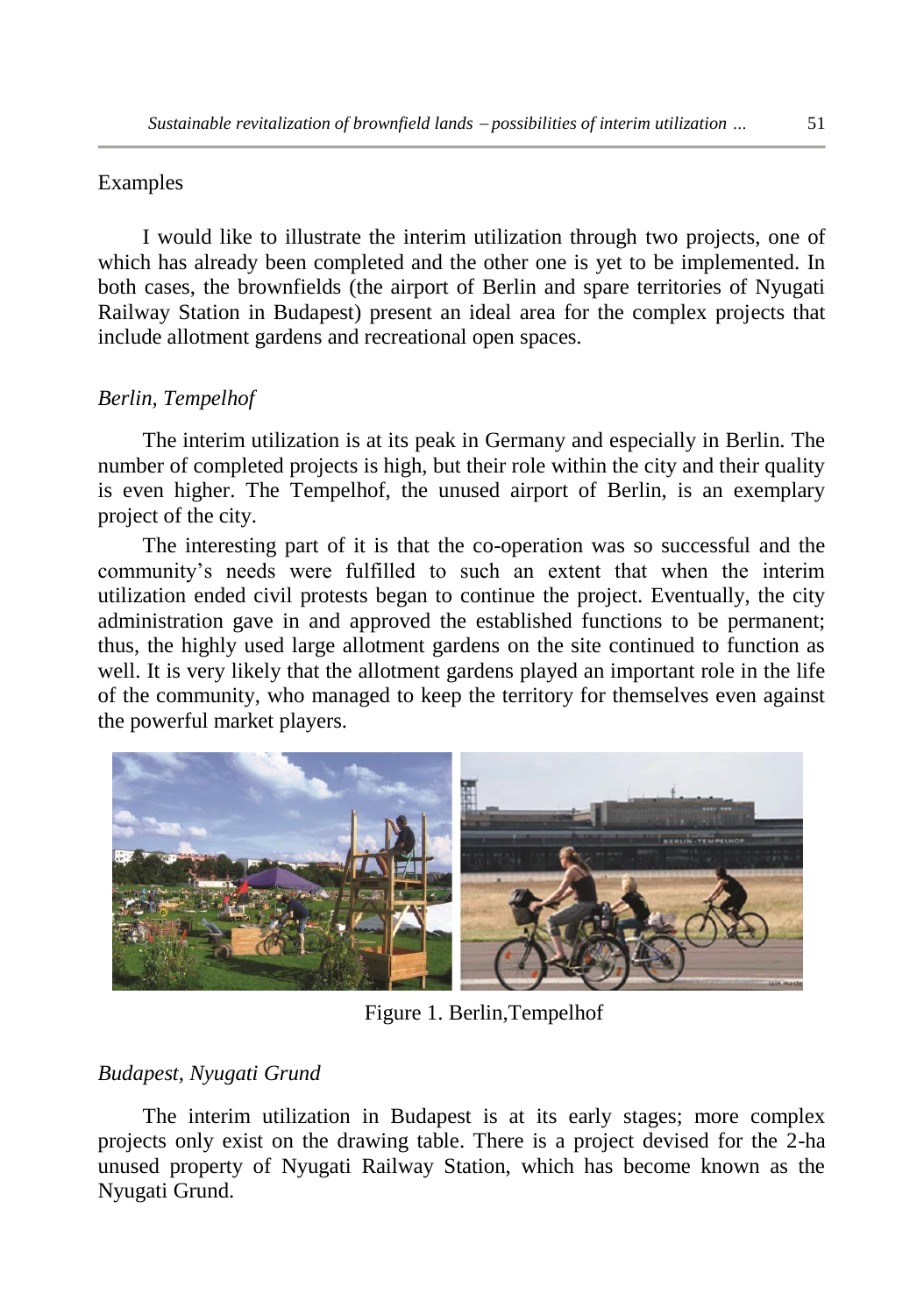Examples

I would like to illustrate the interim utilization through two projects, one of which has already been completed and the other one is yet to be implemented. In both cases, the brownfields (the airport of Berlin and spare territories of Nyugati Railway Station in Budapest) present an ideal area for the complex projects that include allotment gardens and recreational open spaces.

*Berlin, Tempelhof*

The interim utilization is at its peak in Germany and especially in Berlin. The number of completed projects is high, but their role within the city and their quality is even higher. The Tempelhof, the unused airport of Berlin, is an exemplary project of the city.

The interesting part of it is that the co-operation was so successful and the community's needs were fulfilled to such an extent that when the interim utilization ended civil protests began to continue the project. Eventually, the city administration gave in and approved the established functions to be permanent; thus, the highly used large allotment gardens on the site continued to function as well. It is very likely that the allotment gardens played an important role in the life of the community, who managed to keep the territory for themselves even against the powerful market players.

Figure 1. Berlin,Tempelhof

*Budapest, Nyugati Grund*

The interim utilization in Budapest is at its early stages; more complex projects only exist on the drawing table. There is a project devised for the 2-ha unused property of Nyugati Railway Station, which has become known as the Nyugati Grund.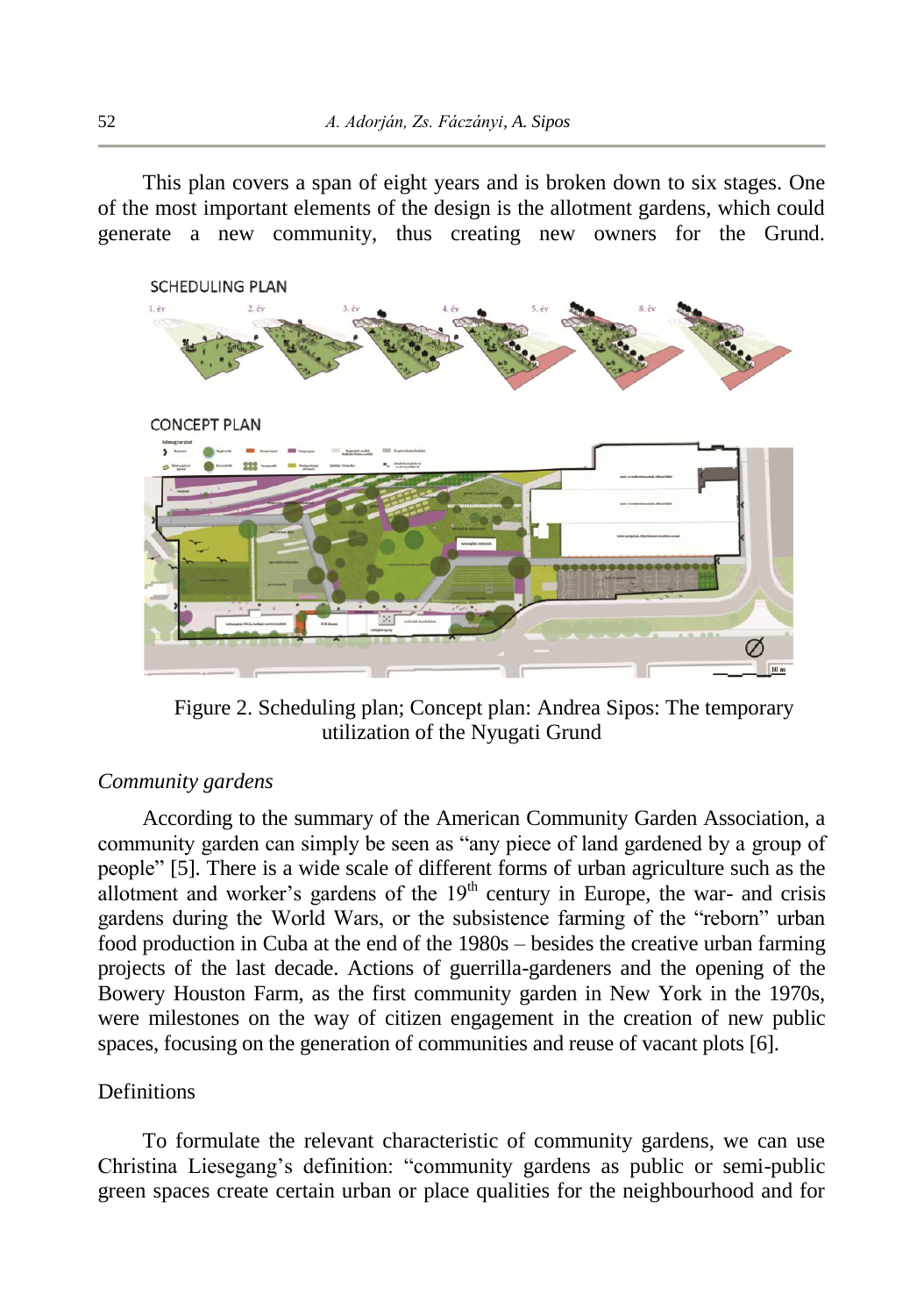This plan covers a span of eight years and is broken down to six stages. One of the most important elements of the design is the allotment gardens, which could generate a new community, thus creating new owners for the Grund.

Figure 2. Scheduling plan; Concept plan: Andrea Sipos: The temporary utilization of the Nyugati Grund

*Community gardens*

According to the summary of the American Community Garden Association, a community garden can simply be seen as "any piece of land gardened by a group of people" [5]. There is a wide scale of different forms of urban agriculture such as the allotment and worker's gardens of the 19th century in Europe, the war- and crisis gardens during the World Wars, or the subsistence farming of the "reborn" urban food production in Cuba at the end of the 1980s – besides the creative urban farming projects of the last decade. Actions of guerrilla-gardeners and the opening of the Bowery Houston Farm, as the first community garden in New York in the 1970s, were milestones on the way of citizen engagement in the creation of new public spaces, focusing on the generation of communities and reuse of vacant plots [6].

Definitions

To formulate the relevant characteristic of community gardens, we can use Christina Liesegang's definition: "community gardens as public or semi-public green spaces create certain urban or place qualities for the neighbourhood and for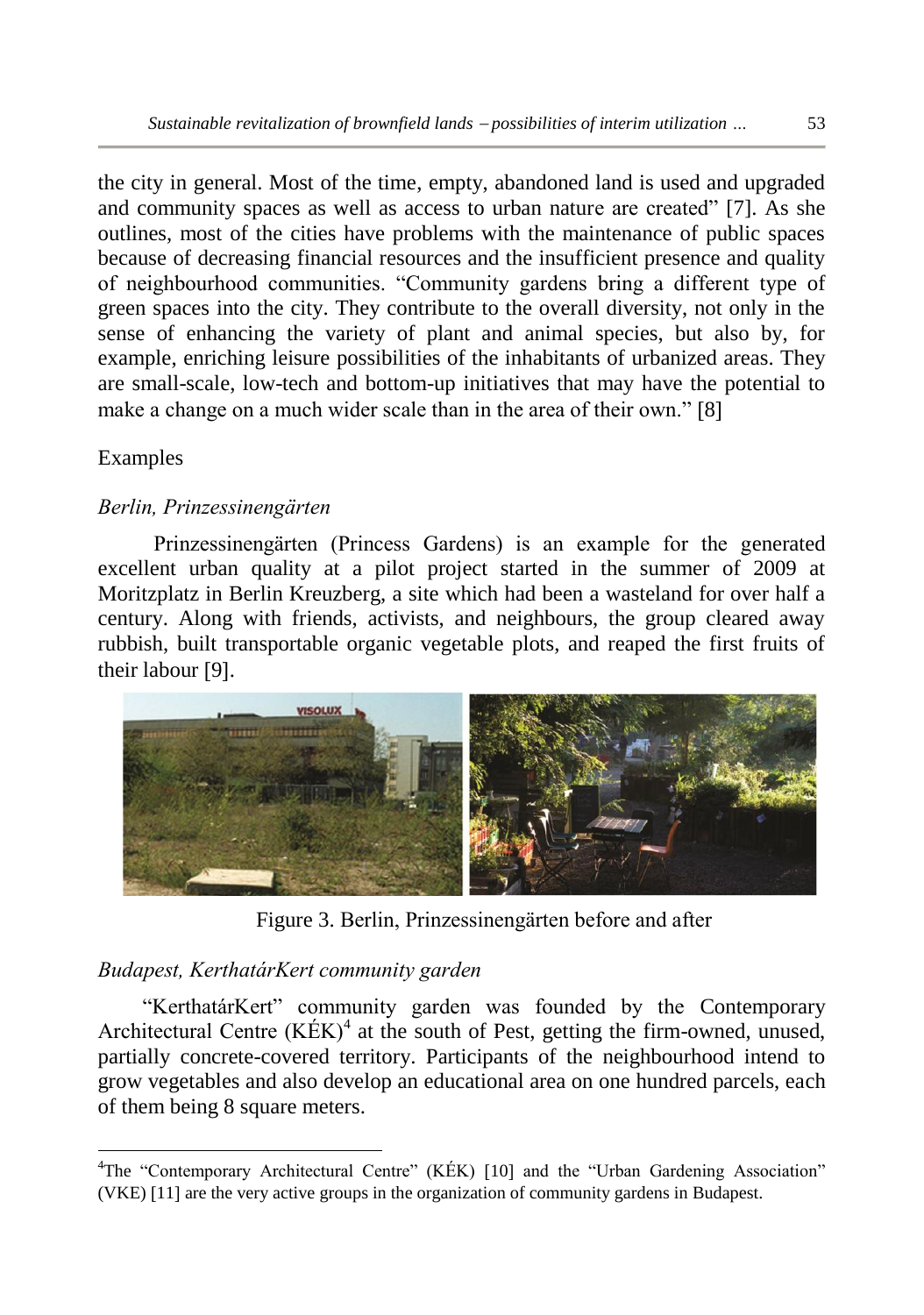the city in general. Most of the time, empty, abandoned land is used and upgraded and community spaces as well as access to urban nature are created" [7]. As she outlines, most of the cities have problems with the maintenance of public spaces because of decreasing financial resources and the insufficient presence and quality of neighbourhood communities. "Community gardens bring a different type of green spaces into the city. They contribute to the overall diversity, not only in the sense of enhancing the variety of plant and animal species, but also by, for example, enriching leisure possibilities of the inhabitants of urbanized areas. They are small-scale, low-tech and bottom-up initiatives that may have the potential to make a change on a much wider scale than in the area of their own." [8]

Examples

*Berlin, Prinzessinengärten*

Prinzessinengärten (Princess Gardens) is an example for the generated excellent urban quality at a pilot project started in the summer of 2009 at Moritzplatz in Berlin Kreuzberg, a site which had been a wasteland for over half a century. Along with friends, activists, and neighbours, the group cleared away rubbish, built transportable organic vegetable plots, and reaped the first fruits of their labour [9].

Figure 3. Berlin, Prinzessinengärten before and after

*Budapest, KerthatárKert community garden*

"KerthatárKert" community garden was founded by the Contemporary Architectural Centre (KÉK)[4] at the south of Pest, getting the firm-owned, unused, partially concrete-covered territory. Participants of the neighbourhood intend to grow vegetables and also develop an educational area on one hundred parcels, each of them being 8 square meters.

[4] The "Contemporary Architectural Centre" (KÉK) [10] and the "Urban Gardening Association" (VKE) [11] are the very active groups in the organization of community gardens in Budapest.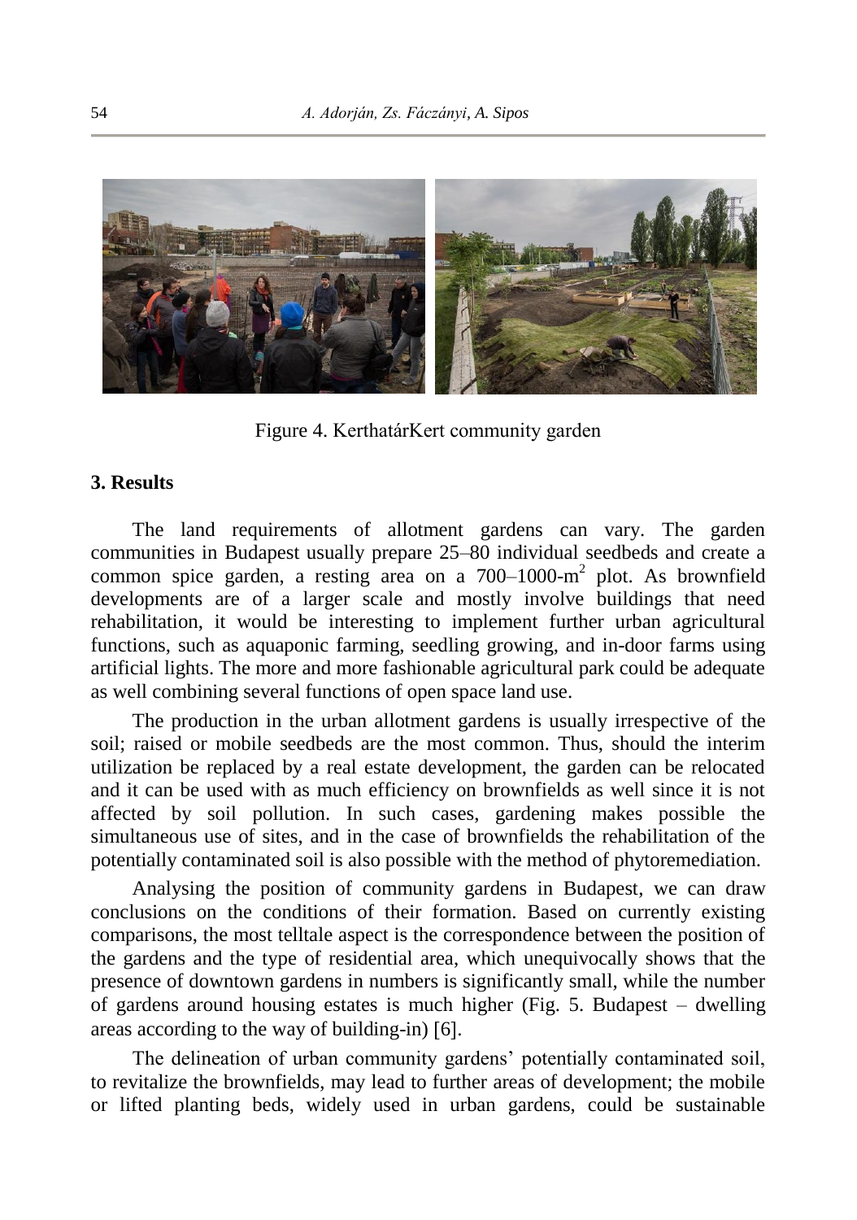Figure 4. KerthatárKert community garden

## 3. Results

The land requirements of allotment gardens can vary. The garden communities in Budapest usually prepare 25–80 individual seedbeds and create a common spice garden, a resting area on a 700–1000-m$^2$ plot. As brownfield developments are of a larger scale and mostly involve buildings that need rehabilitation, it would be interesting to implement further urban agricultural functions, such as aquaponic farming, seedling growing, and in-door farms using artificial lights. The more and more fashionable agricultural park could be adequate as well combining several functions of open space land use.

The production in the urban allotment gardens is usually irrespective of the soil; raised or mobile seedbeds are the most common. Thus, should the interim utilization be replaced by a real estate development, the garden can be relocated and it can be used with as much efficiency on brownfields as well since it is not affected by soil pollution. In such cases, gardening makes possible the simultaneous use of sites, and in the case of brownfields the rehabilitation of the potentially contaminated soil is also possible with the method of phytoremediation.

Analysing the position of community gardens in Budapest, we can draw conclusions on the conditions of their formation. Based on currently existing comparisons, the most telltale aspect is the correspondence between the position of the gardens and the type of residential area, which unequivocally shows that the presence of downtown gardens in numbers is significantly small, while the number of gardens around housing estates is much higher (Fig. 5. Budapest – dwelling areas according to the way of building-in) [6].

The delineation of urban community gardens' potentially contaminated soil, to revitalize the brownfields, may lead to further areas of development; the mobile or lifted planting beds, widely used in urban gardens, could be sustainable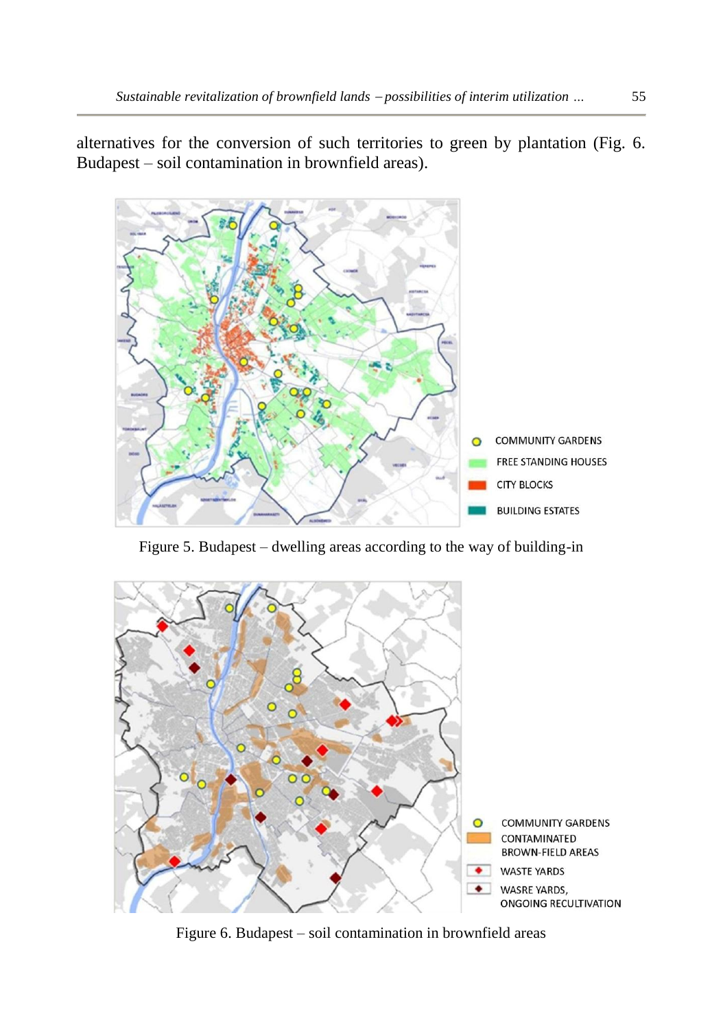alternatives for the conversion of such territories to green by plantation (Fig. 6. Budapest – soil contamination in brownfield areas).

Figure 5. Budapest – dwelling areas according to the way of building-in

Figure 6. Budapest – soil contamination in brownfield areas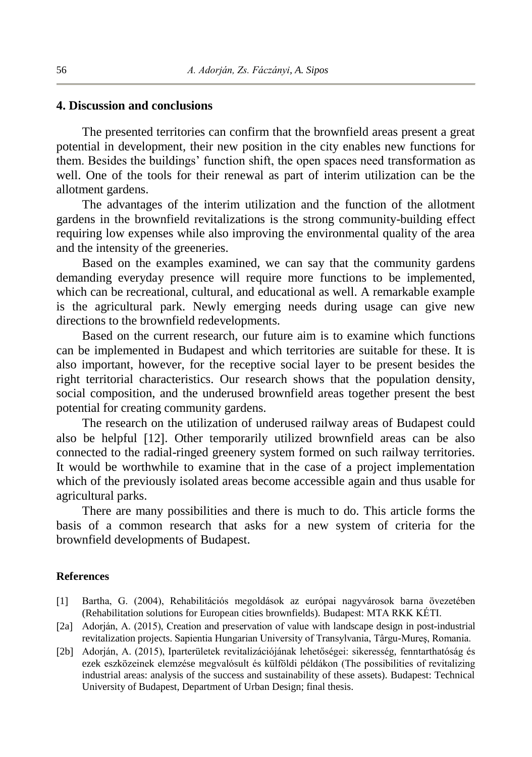## 4. Discussion and conclusions

The presented territories can confirm that the brownfield areas present a great potential in development, their new position in the city enables new functions for them. Besides the buildings' function shift, the open spaces need transformation as well. One of the tools for their renewal as part of interim utilization can be the allotment gardens.

The advantages of the interim utilization and the function of the allotment gardens in the brownfield revitalizations is the strong community-building effect requiring low expenses while also improving the environmental quality of the area and the intensity of the greeneries.

Based on the examples examined, we can say that the community gardens demanding everyday presence will require more functions to be implemented, which can be recreational, cultural, and educational as well. A remarkable example is the agricultural park. Newly emerging needs during usage can give new directions to the brownfield redevelopments.

Based on the current research, our future aim is to examine which functions can be implemented in Budapest and which territories are suitable for these. It is also important, however, for the receptive social layer to be present besides the right territorial characteristics. Our research shows that the population density, social composition, and the underused brownfield areas together present the best potential for creating community gardens.

The research on the utilization of underused railway areas of Budapest could also be helpful [12]. Other temporarily utilized brownfield areas can be also connected to the radial-ringed greenery system formed on such railway territories. It would be worthwhile to examine that in the case of a project implementation which of the previously isolated areas become accessible again and thus usable for agricultural parks.

There are many possibilities and there is much to do. This article forms the basis of a common research that asks for a new system of criteria for the brownfield developments of Budapest.

### References

[1] Bartha, G. (2004), Rehabilitációs megoldások az európai nagyvárosok barna övezetében (Rehabilitation solutions for European cities brownfields). Budapest: MTA RKK KÉTI.

[2a] Adorján, A. (2015), Creation and preservation of value with landscape design in post-industrial revitalization projects. Sapientia Hungarian University of Transylvania, Târgu-Mureş, Romania.

[2b] Adorján, A. (2015), Iparterületek revitalizációjának lehetőségei: sikeresség, fenntarthatóság és ezek eszközeinek elemzése megvalósult és külföldi példákon (The possibilities of revitalizing industrial areas: analysis of the success and sustainability of these assets). Budapest: Technical University of Budapest, Department of Urban Design; final thesis.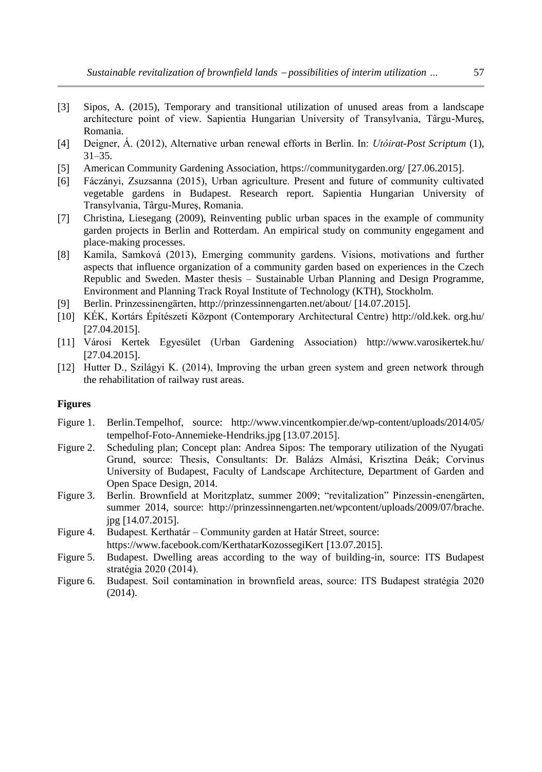[3] Sipos, A. (2015), Temporary and transitional utilization of unused areas from a landscape architecture point of view. Sapientia Hungarian University of Transylvania, Târgu-Mureş, Romania.

[4] Deigner, Á. (2012), Alternative urban renewal efforts in Berlin. In: *Utóirat-Post Scriptum* (1), 31–35.

[5] American Community Gardening Association, https://communitygarden.org/ [27.06.2015].

[6] Fáczányi, Zsuzsanna (2015), Urban agriculture. Present and future of community cultivated vegetable gardens in Budapest. Research report. Sapientia Hungarian University of Transylvania, Târgu-Mureş, Romania.

[7] Christina, Liesegang (2009), Reinventing public urban spaces in the example of community garden projects in Berlin and Rotterdam. An empirical study on community engegament and place-making processes.

[8] Kamila, Samková (2013), Emerging community gardens. Visions, motivations and further aspects that influence organization of a community garden based on experiences in the Czech Republic and Sweden. Master thesis – Sustainable Urban Planning and Design Programme, Environment and Planning Track Royal Institute of Technology (KTH), Stockholm.

[9] Berlin. Prinzessinengärten, http://prinzessinnengarten.net/about/ [14.07.2015].

[10] KÉK, Kortárs Építészeti Központ (Contemporary Architectural Centre) http://old.kek. org.hu/ [27.04.2015].

[11] Városi Kertek Egyesület (Urban Gardening Association) http://www.varosikertek.hu/ [27.04.2015].

[12] Hutter D., Szilágyi K. (2014), Improving the urban green system and green network through the rehabilitation of railway rust areas.

#### Figures

Figure 1. Berlin.Tempelhof, source: http://www.vincentkompier.de/wp-content/uploads/2014/05/ tempelhof-Foto-Annemieke-Hendriks.jpg [13.07.2015].

Figure 2. Scheduling plan; Concept plan: Andrea Sipos: The temporary utilization of the Nyugati Grund, source: Thesis, Consultants: Dr. Balázs Almási, Krisztina Deák; Corvinus University of Budapest, Faculty of Landscape Architecture, Department of Garden and Open Space Design, 2014.

Figure 3. Berlin. Brownfield at Moritzplatz, summer 2009; "revitalization" Pinzessin-enengärten, summer 2014, source: http://prinzessinnengarten.net/wpcontent/uploads/2009/07/brache. jpg [14.07.2015].

Figure 4. Budapest. Kerthatár – Community garden at Határ Street, source: https://www.facebook.com/KerthatarKozossegiKert [13.07.2015].

Figure 5. Budapest. Dwelling areas according to the way of building-in, source: ITS Budapest stratégia 2020 (2014).

Figure 6. Budapest. Soil contamination in brownfield areas, source: ITS Budapest stratégia 2020 (2014).